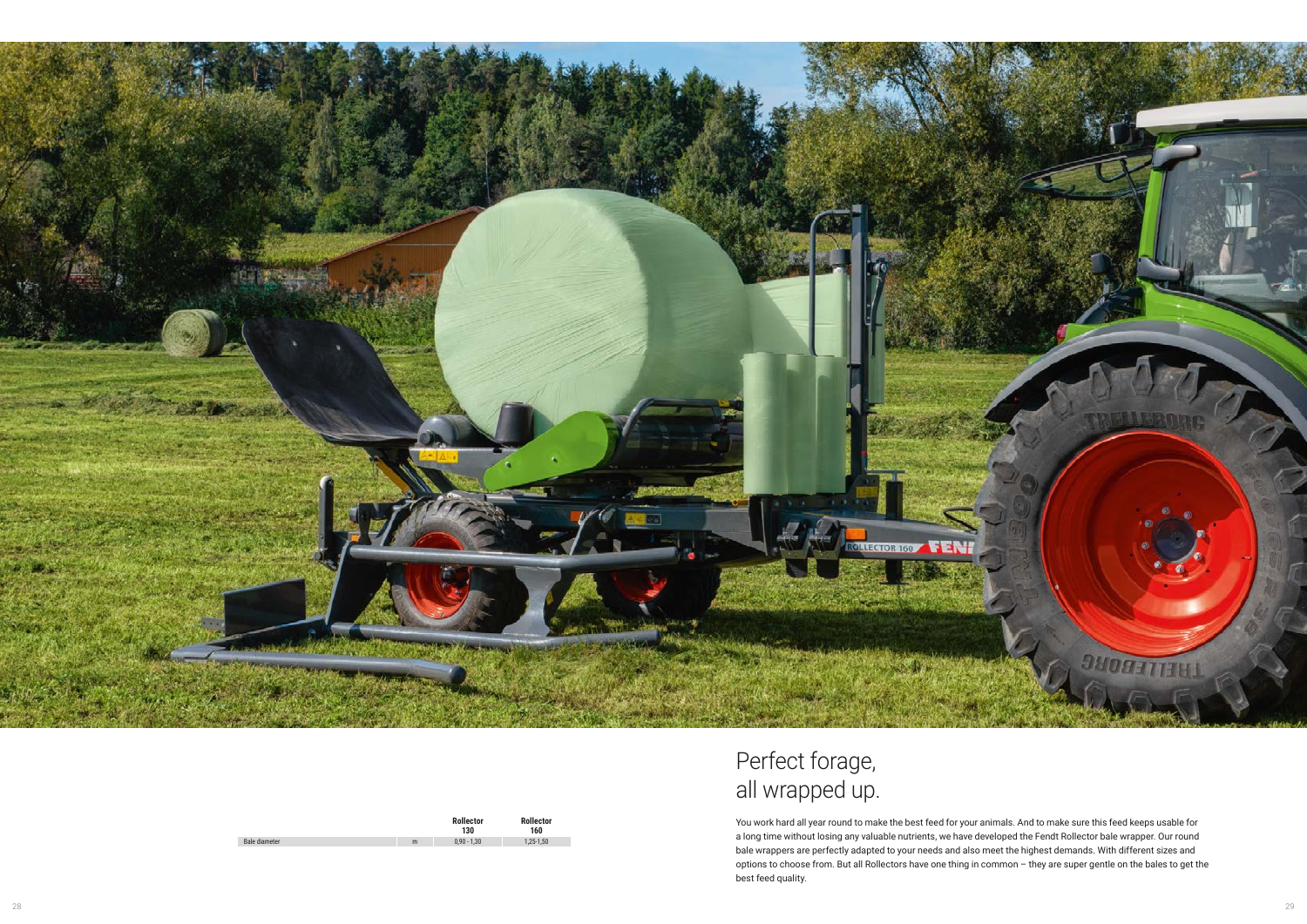# Perfect forage, all wrapped up.

You work hard all year round to make the best feed for your animals. And to make sure this feed keeps usable for a long time without losing any valuable nutrients, we have developed the Fendt Rollector bale wrapper. Our round bale wrappers are perfectly adapted to your needs and also meet the highest demands. With different sizes and options to choose from. But all Rollectors have one thing in common – they are super gentle on the bales to get the best feed quality.

| | | Rollector 130 | Rollector 160 |
|---|---|---|---|
| Bale diameter | m | 0,90 - 1,30 | 1,25-1,50 |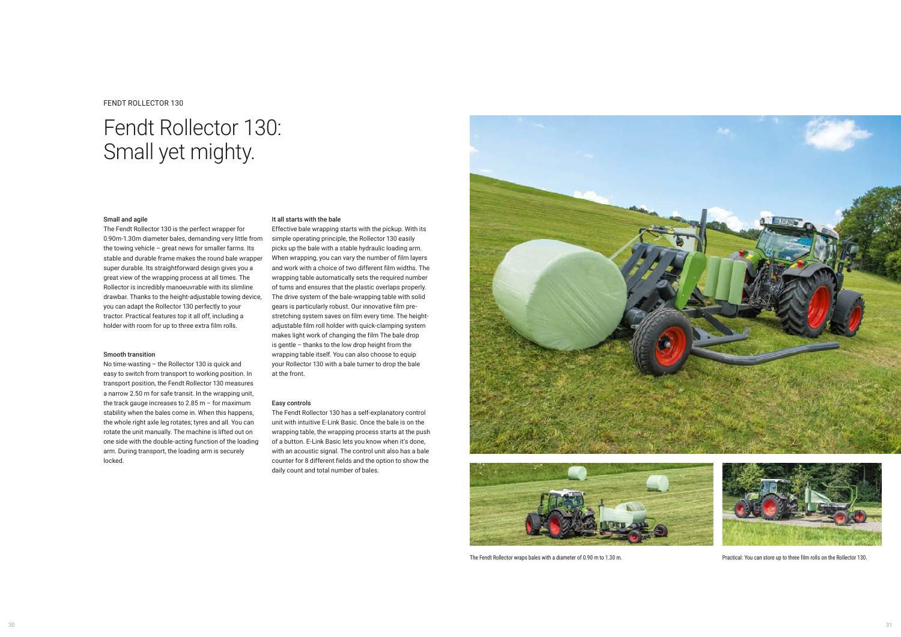FENDT ROLLECTOR 130

# Fendt Rollector 130: Small yet mighty.

### Small and agile

The Fendt Rollector 130 is the perfect wrapper for 0.90m-1.30m diameter bales, demanding very little from the towing vehicle – great news for smaller farms. Its stable and durable frame makes the round bale wrapper super durable. Its straightforward design gives you a great view of the wrapping process at all times. The Rollector is incredibly manoeuvrable with its slimline drawbar. Thanks to the height-adjustable towing device, you can adapt the Rollector 130 perfectly to your tractor. Practical features top it all off, including a holder with room for up to three extra film rolls.

### Smooth transition

No time-wasting – the Rollector 130 is quick and easy to switch from transport to working position. In transport position, the Fendt Rollector 130 measures a narrow 2.50 m for safe transit. In the wrapping unit, the track gauge increases to 2.85 m – for maximum stability when the bales come in. When this happens, the whole right axle leg rotates; tyres and all. You can rotate the unit manually. The machine is lifted out on one side with the double-acting function of the loading arm. During transport, the loading arm is securely locked.

### It all starts with the bale

Effective bale wrapping starts with the pickup. With its simple operating principle, the Rollector 130 easily picks up the bale with a stable hydraulic loading arm. When wrapping, you can vary the number of film layers and work with a choice of two different film widths. The wrapping table automatically sets the required number of turns and ensures that the plastic overlaps properly. The drive system of the bale-wrapping table with solid gears is particularly robust. Our innovative film pre-stretching system saves on film every time. The height-adjustable film roll holder with quick-clamping system makes light work of changing the film The bale drop is gentle – thanks to the low drop height from the wrapping table itself. You can also choose to equip your Rollector 130 with a bale turner to drop the bale at the front.

### Easy controls

The Fendt Rollector 130 has a self-explanatory control unit with intuitive E-Link Basic. Once the bale is on the wrapping table, the wrapping process starts at the push of a button. E-Link Basic lets you know when it's done, with an acoustic signal. The control unit also has a bale counter for 8 different fields and the option to show the daily count and total number of bales.

The Fendt Rollector wraps bales with a diameter of 0.90 m to 1.30 m.

Practical: You can store up to three film rolls on the Rollector 130.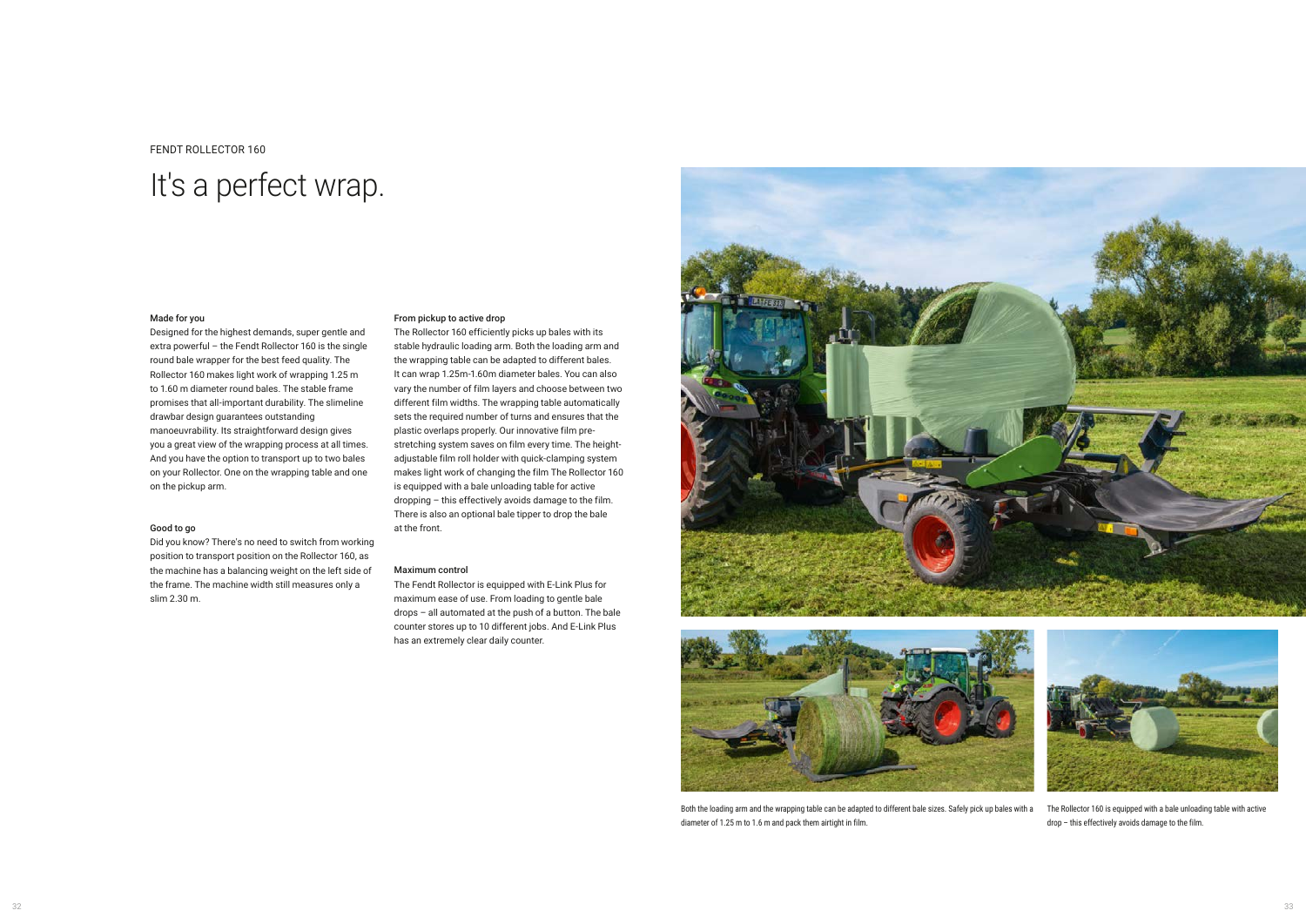FENDT ROLLECTOR 160

# It's a perfect wrap.

### Made for you

Designed for the highest demands, super gentle and extra powerful – the Fendt Rollector 160 is the single round bale wrapper for the best feed quality. The Rollector 160 makes light work of wrapping 1.25 m to 1.60 m diameter round bales. The stable frame promises that all-important durability. The slimeline drawbar design guarantees outstanding manoeuvrability. Its straightforward design gives you a great view of the wrapping process at all times. And you have the option to transport up to two bales on your Rollector. One on the wrapping table and one on the pickup arm.

### Good to go

Did you know? There's no need to switch from working position to transport position on the Rollector 160, as the machine has a balancing weight on the left side of the frame. The machine width still measures only a slim 2.30 m.

### From pickup to active drop

The Rollector 160 efficiently picks up bales with its stable hydraulic loading arm. Both the loading arm and the wrapping table can be adapted to different bales. It can wrap 1.25m-1.60m diameter bales. You can also vary the number of film layers and choose between two different film widths. The wrapping table automatically sets the required number of turns and ensures that the plastic overlaps properly. Our innovative film pre-stretching system saves on film every time. The height-adjustable film roll holder with quick-clamping system makes light work of changing the film The Rollector 160 is equipped with a bale unloading table for active dropping – this effectively avoids damage to the film. There is also an optional bale tipper to drop the bale at the front.

### Maximum control

The Fendt Rollector is equipped with E-Link Plus for maximum ease of use. From loading to gentle bale drops – all automated at the push of a button. The bale counter stores up to 10 different jobs. And E-Link Plus has an extremely clear daily counter.

Both the loading arm and the wrapping table can be adapted to different bale sizes. Safely pick up bales with a diameter of 1.25 m to 1.6 m and pack them airtight in film.

The Rollector 160 is equipped with a bale unloading table with active drop – this effectively avoids damage to the film.